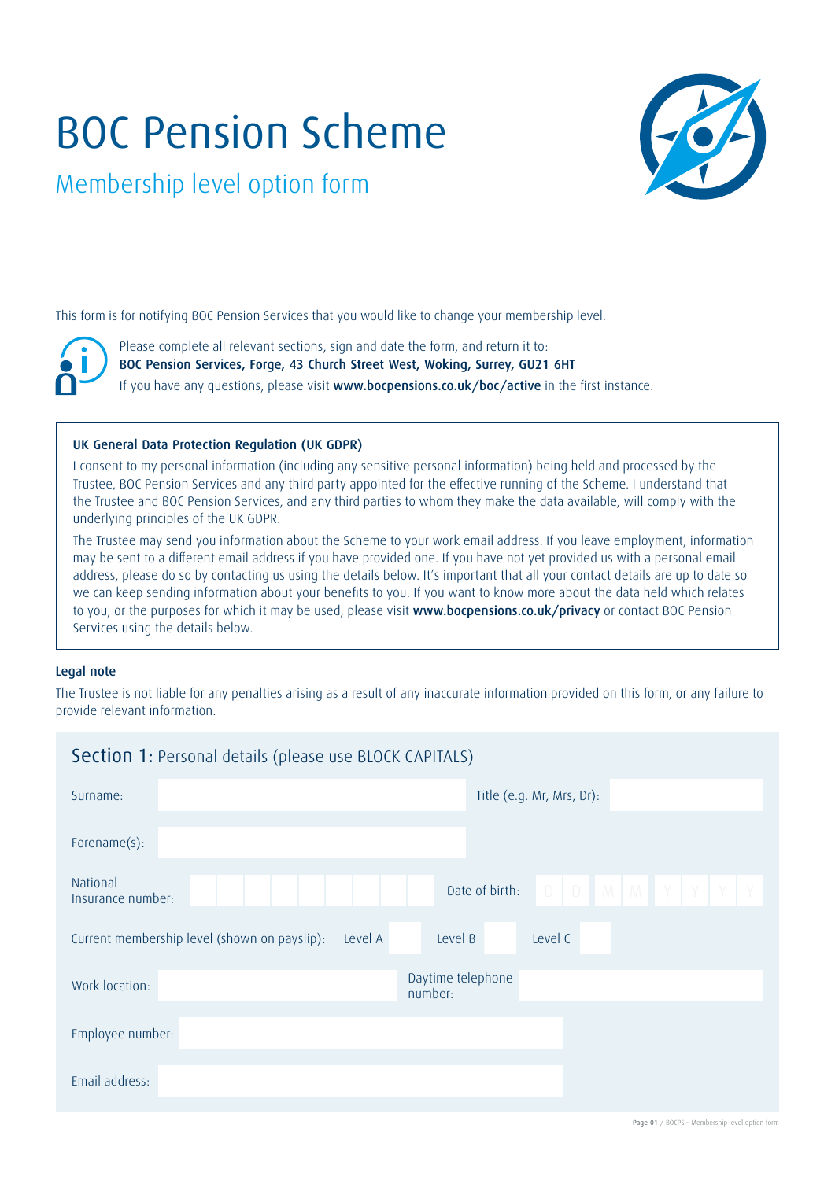# BOC Pension Scheme

## Membership level option form

This form is for notifying BOC Pension Services that you would like to change your membership level.

Please complete all relevant sections, sign and date the form, and return it to:
**BOC Pension Services, Forge, 43 Church Street West, Woking, Surrey, GU21 6HT**
If you have any questions, please visit **www.bocpensions.co.uk/boc/active** in the first instance.

**UK General Data Protection Regulation (UK GDPR)**

I consent to my personal information (including any sensitive personal information) being held and processed by the Trustee, BOC Pension Services and any third party appointed for the effective running of the Scheme. I understand that the Trustee and BOC Pension Services, and any third parties to whom they make the data available, will comply with the underlying principles of the UK GDPR.

The Trustee may send you information about the Scheme to your work email address. If you leave employment, information may be sent to a different email address if you have provided one. If you have not yet provided us with a personal email address, please do so by contacting us using the details below. It's important that all your contact details are up to date so we can keep sending information about your benefits to you. If you want to know more about the data held which relates to you, or the purposes for which it may be used, please visit **www.bocpensions.co.uk/privacy** or contact BOC Pension Services using the details below.

**Legal note**

The Trustee is not liable for any penalties arising as a result of any inaccurate information provided on this form, or any failure to provide relevant information.

## Section 1: Personal details (please use BLOCK CAPITALS)

Surname: ______________________ Title (e.g. Mr, Mrs, Dr): __________

Forename(s): ______________________

National Insurance number: ______________________ Date of birth: D D M M Y Y Y Y

Current membership level (shown on payslip): Level A ☐ Level B ☐ Level C ☐

Work location: ______________________ Daytime telephone number: __________

Employee number: ______________________

Email address: ______________________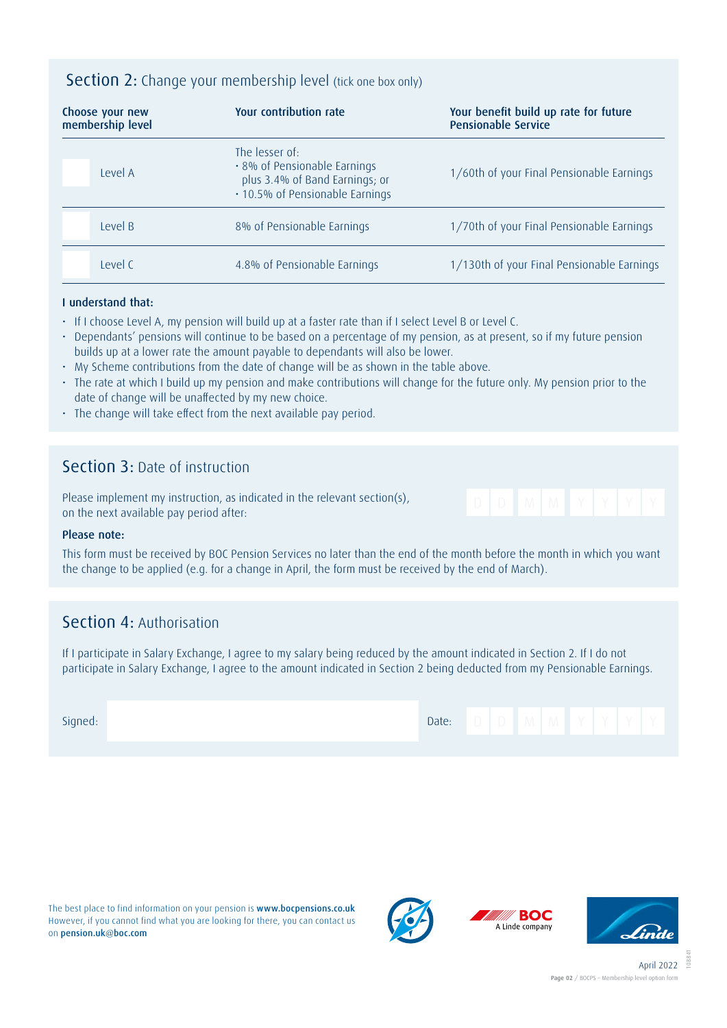## Section 2: Change your membership level (tick one box only)

| Choose your new membership level | Your contribution rate | Your benefit build up rate for future Pensionable Service |
|---|---|---|
| Level A | The lesser of:<br>• 8% of Pensionable Earnings plus 3.4% of Band Earnings; or<br>• 10.5% of Pensionable Earnings | 1/60th of your Final Pensionable Earnings |
| Level B | 8% of Pensionable Earnings | 1/70th of your Final Pensionable Earnings |
| Level C | 4.8% of Pensionable Earnings | 1/130th of your Final Pensionable Earnings |

**I understand that:**

- If I choose Level A, my pension will build up at a faster rate than if I select Level B or Level C.
- Dependants' pensions will continue to be based on a percentage of my pension, as at present, so if my future pension builds up at a lower rate the amount payable to dependants will also be lower.
- My Scheme contributions from the date of change will be as shown in the table above.
- The rate at which I build up my pension and make contributions will change for the future only. My pension prior to the date of change will be unaffected by my new choice.
- The change will take effect from the next available pay period.

## Section 3: Date of instruction

Please implement my instruction, as indicated in the relevant section(s), on the next available pay period after: D D M M Y Y Y Y

**Please note:**

This form must be received by BOC Pension Services no later than the end of the month before the month in which you want the change to be applied (e.g. for a change in April, the form must be received by the end of March).

## Section 4: Authorisation

If I participate in Salary Exchange, I agree to my salary being reduced by the amount indicated in Section 2. If I do not participate in Salary Exchange, I agree to the amount indicated in Section 2 being deducted from my Pensionable Earnings.

Signed: Date: D D M M Y Y Y Y

The best place to find information on your pension is **www.bocpensions.co.uk**
However, if you cannot find what you are looking for there, you can contact us on **pension.uk@boc.com**

BOC A Linde company

Linde

April 2022

108841